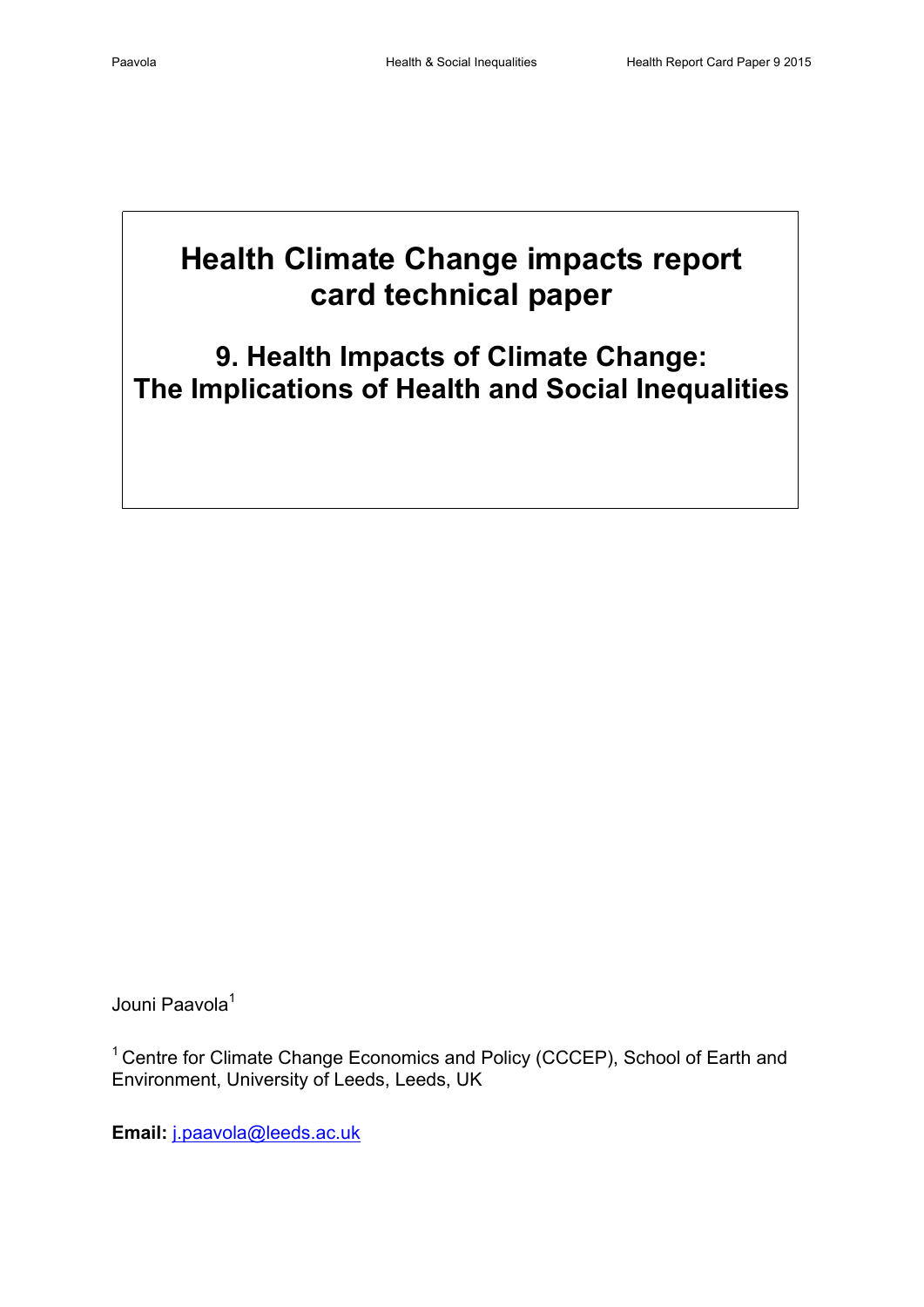# Health Climate Change impacts report card technical paper

## 9. Health Impacts of Climate Change: The Implications of Health and Social Inequalities

Jouni Paavola[1]

[1] Centre for Climate Change Economics and Policy (CCCEP), School of Earth and Environment, University of Leeds, Leeds, UK

**Email:** j.paavola@leeds.ac.uk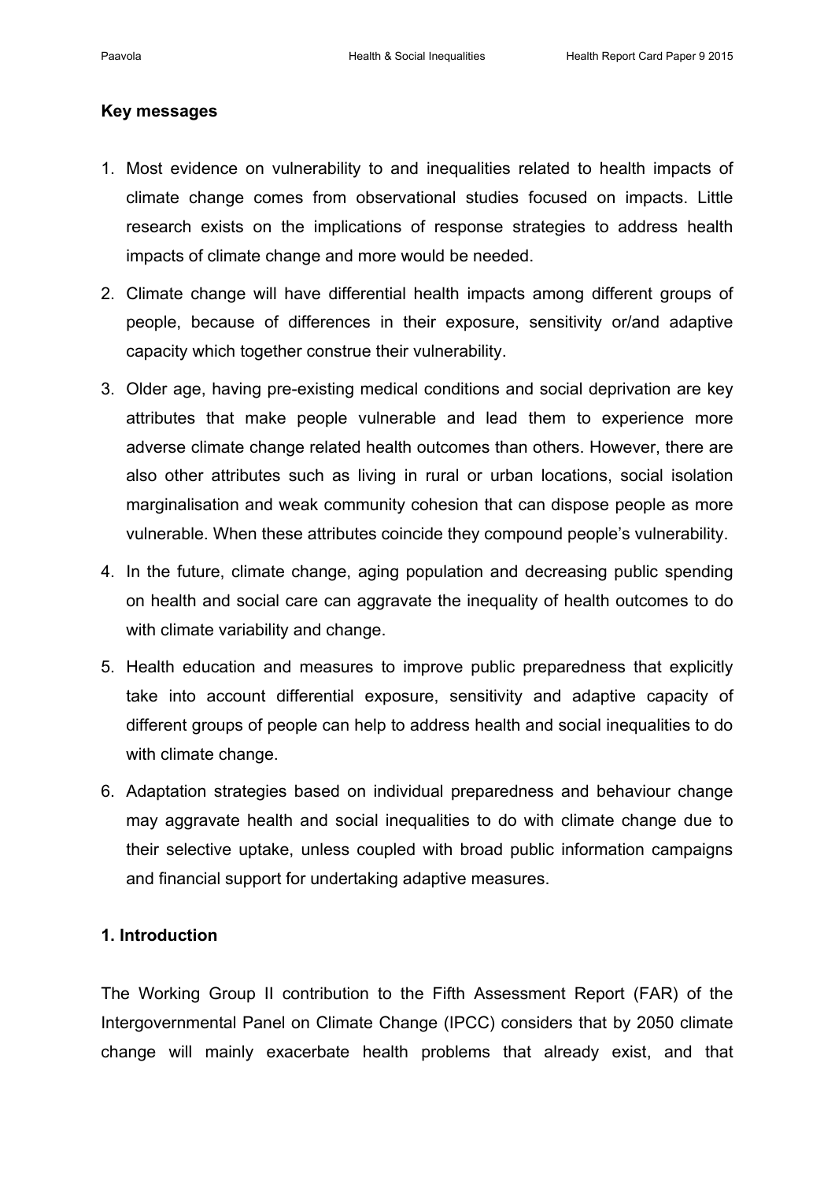**Key messages**

1. Most evidence on vulnerability to and inequalities related to health impacts of climate change comes from observational studies focused on impacts. Little research exists on the implications of response strategies to address health impacts of climate change and more would be needed.
2. Climate change will have differential health impacts among different groups of people, because of differences in their exposure, sensitivity or/and adaptive capacity which together construe their vulnerability.
3. Older age, having pre-existing medical conditions and social deprivation are key attributes that make people vulnerable and lead them to experience more adverse climate change related health outcomes than others. However, there are also other attributes such as living in rural or urban locations, social isolation marginalisation and weak community cohesion that can dispose people as more vulnerable. When these attributes coincide they compound people's vulnerability.
4. In the future, climate change, aging population and decreasing public spending on health and social care can aggravate the inequality of health outcomes to do with climate variability and change.
5. Health education and measures to improve public preparedness that explicitly take into account differential exposure, sensitivity and adaptive capacity of different groups of people can help to address health and social inequalities to do with climate change.
6. Adaptation strategies based on individual preparedness and behaviour change may aggravate health and social inequalities to do with climate change due to their selective uptake, unless coupled with broad public information campaigns and financial support for undertaking adaptive measures.

**1. Introduction**

The Working Group II contribution to the Fifth Assessment Report (FAR) of the Intergovernmental Panel on Climate Change (IPCC) considers that by 2050 climate change will mainly exacerbate health problems that already exist, and that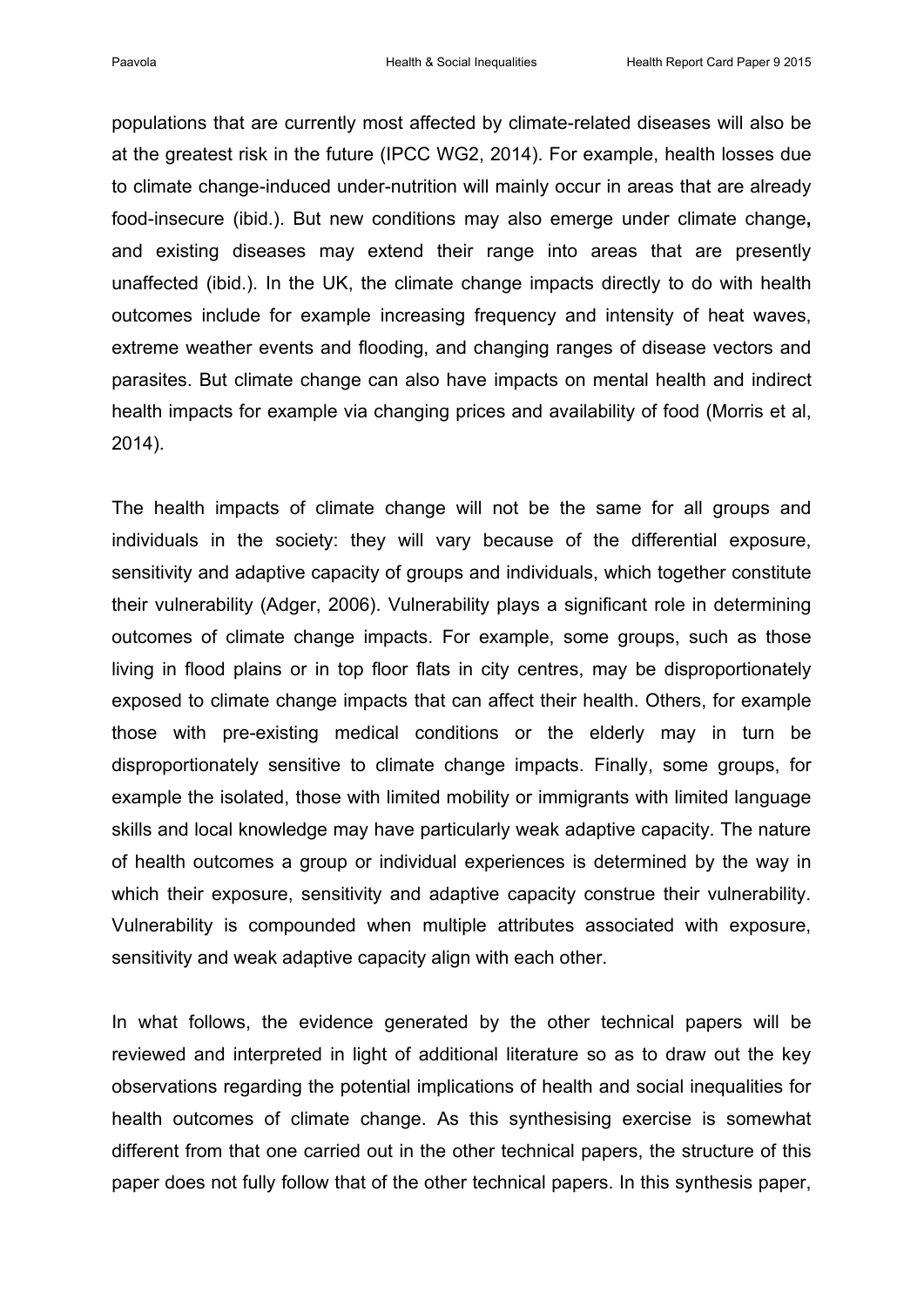populations that are currently most affected by climate-related diseases will also be at the greatest risk in the future (IPCC WG2, 2014). For example, health losses due to climate change-induced under-nutrition will mainly occur in areas that are already food-insecure (ibid.). But new conditions may also emerge under climate change**,** and existing diseases may extend their range into areas that are presently unaffected (ibid.). In the UK, the climate change impacts directly to do with health outcomes include for example increasing frequency and intensity of heat waves, extreme weather events and flooding, and changing ranges of disease vectors and parasites. But climate change can also have impacts on mental health and indirect health impacts for example via changing prices and availability of food (Morris et al, 2014).

The health impacts of climate change will not be the same for all groups and individuals in the society: they will vary because of the differential exposure, sensitivity and adaptive capacity of groups and individuals, which together constitute their vulnerability (Adger, 2006). Vulnerability plays a significant role in determining outcomes of climate change impacts. For example, some groups, such as those living in flood plains or in top floor flats in city centres, may be disproportionately exposed to climate change impacts that can affect their health. Others, for example those with pre-existing medical conditions or the elderly may in turn be disproportionately sensitive to climate change impacts. Finally, some groups, for example the isolated, those with limited mobility or immigrants with limited language skills and local knowledge may have particularly weak adaptive capacity. The nature of health outcomes a group or individual experiences is determined by the way in which their exposure, sensitivity and adaptive capacity construe their vulnerability. Vulnerability is compounded when multiple attributes associated with exposure, sensitivity and weak adaptive capacity align with each other.

In what follows, the evidence generated by the other technical papers will be reviewed and interpreted in light of additional literature so as to draw out the key observations regarding the potential implications of health and social inequalities for health outcomes of climate change. As this synthesising exercise is somewhat different from that one carried out in the other technical papers, the structure of this paper does not fully follow that of the other technical papers. In this synthesis paper,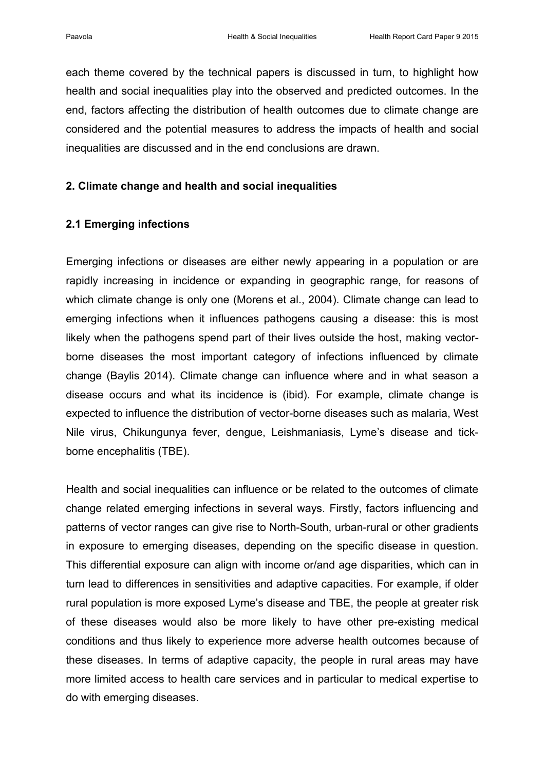each theme covered by the technical papers is discussed in turn, to highlight how health and social inequalities play into the observed and predicted outcomes. In the end, factors affecting the distribution of health outcomes due to climate change are considered and the potential measures to address the impacts of health and social inequalities are discussed and in the end conclusions are drawn.

## 2. Climate change and health and social inequalities

### 2.1 Emerging infections

Emerging infections or diseases are either newly appearing in a population or are rapidly increasing in incidence or expanding in geographic range, for reasons of which climate change is only one (Morens et al., 2004). Climate change can lead to emerging infections when it influences pathogens causing a disease: this is most likely when the pathogens spend part of their lives outside the host, making vector-borne diseases the most important category of infections influenced by climate change (Baylis 2014). Climate change can influence where and in what season a disease occurs and what its incidence is (ibid). For example, climate change is expected to influence the distribution of vector-borne diseases such as malaria, West Nile virus, Chikungunya fever, dengue, Leishmaniasis, Lyme's disease and tick-borne encephalitis (TBE).

Health and social inequalities can influence or be related to the outcomes of climate change related emerging infections in several ways. Firstly, factors influencing and patterns of vector ranges can give rise to North-South, urban-rural or other gradients in exposure to emerging diseases, depending on the specific disease in question. This differential exposure can align with income or/and age disparities, which can in turn lead to differences in sensitivities and adaptive capacities. For example, if older rural population is more exposed Lyme's disease and TBE, the people at greater risk of these diseases would also be more likely to have other pre-existing medical conditions and thus likely to experience more adverse health outcomes because of these diseases. In terms of adaptive capacity, the people in rural areas may have more limited access to health care services and in particular to medical expertise to do with emerging diseases.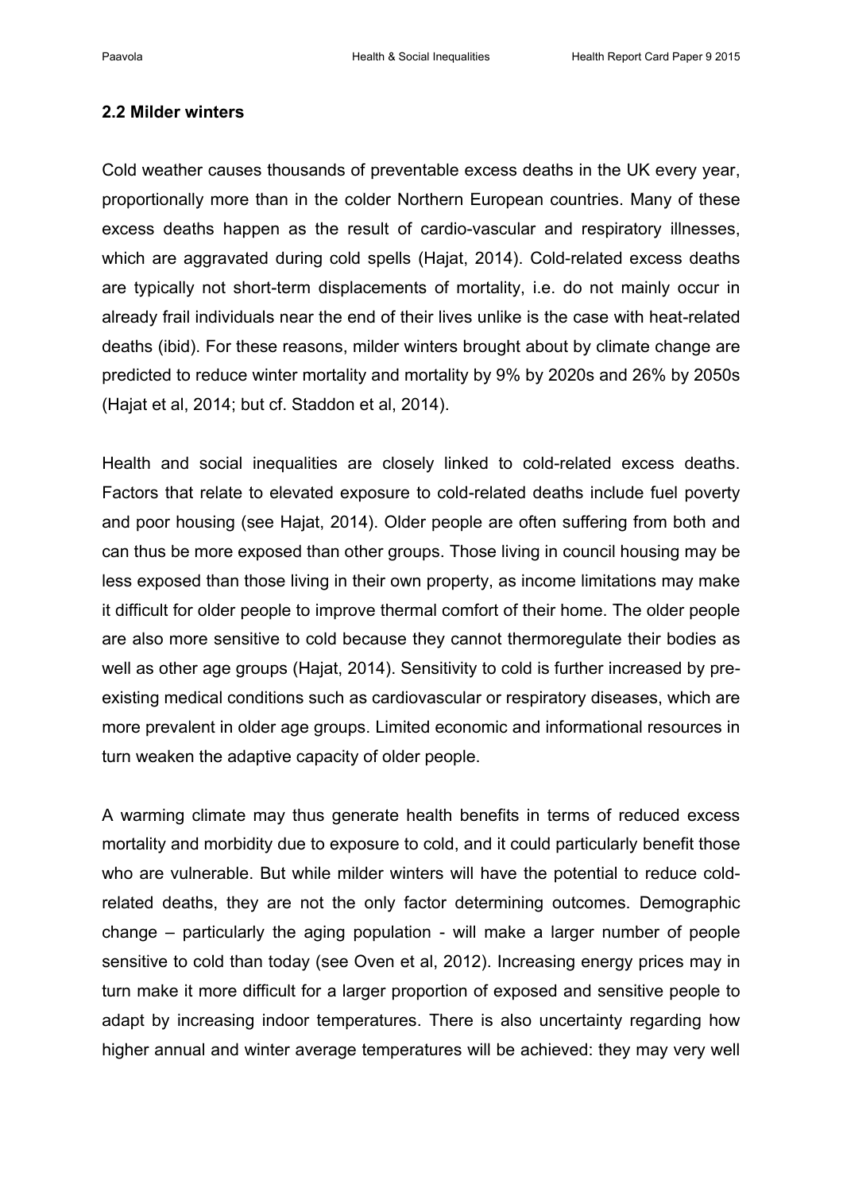## 2.2 Milder winters

Cold weather causes thousands of preventable excess deaths in the UK every year, proportionally more than in the colder Northern European countries. Many of these excess deaths happen as the result of cardio-vascular and respiratory illnesses, which are aggravated during cold spells (Hajat, 2014). Cold-related excess deaths are typically not short-term displacements of mortality, i.e. do not mainly occur in already frail individuals near the end of their lives unlike is the case with heat-related deaths (ibid). For these reasons, milder winters brought about by climate change are predicted to reduce winter mortality and mortality by 9% by 2020s and 26% by 2050s (Hajat et al, 2014; but cf. Staddon et al, 2014).

Health and social inequalities are closely linked to cold-related excess deaths. Factors that relate to elevated exposure to cold-related deaths include fuel poverty and poor housing (see Hajat, 2014). Older people are often suffering from both and can thus be more exposed than other groups. Those living in council housing may be less exposed than those living in their own property, as income limitations may make it difficult for older people to improve thermal comfort of their home. The older people are also more sensitive to cold because they cannot thermoregulate their bodies as well as other age groups (Hajat, 2014). Sensitivity to cold is further increased by pre-existing medical conditions such as cardiovascular or respiratory diseases, which are more prevalent in older age groups. Limited economic and informational resources in turn weaken the adaptive capacity of older people.

A warming climate may thus generate health benefits in terms of reduced excess mortality and morbidity due to exposure to cold, and it could particularly benefit those who are vulnerable. But while milder winters will have the potential to reduce cold-related deaths, they are not the only factor determining outcomes. Demographic change – particularly the aging population - will make a larger number of people sensitive to cold than today (see Oven et al, 2012). Increasing energy prices may in turn make it more difficult for a larger proportion of exposed and sensitive people to adapt by increasing indoor temperatures. There is also uncertainty regarding how higher annual and winter average temperatures will be achieved: they may very well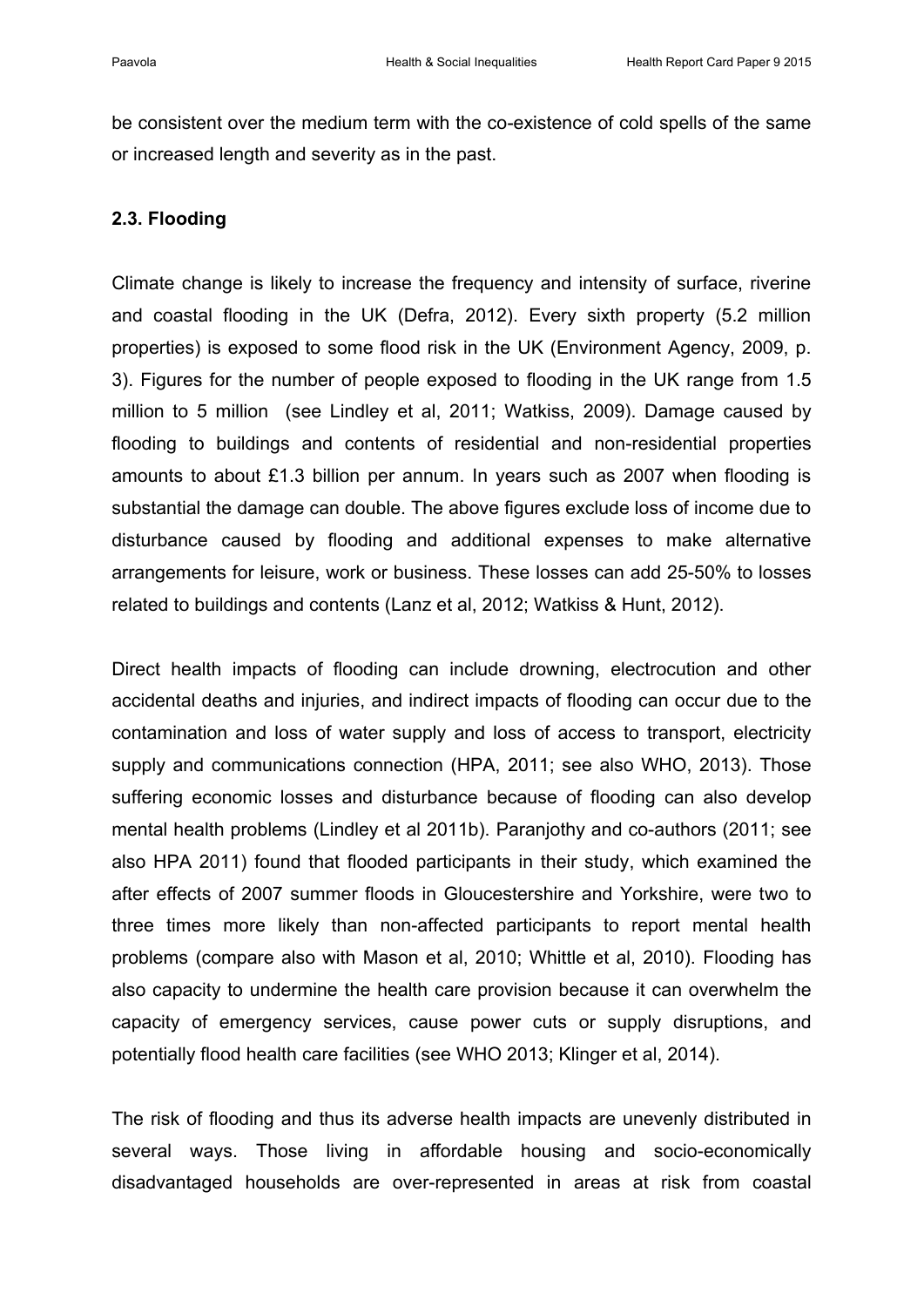be consistent over the medium term with the co-existence of cold spells of the same or increased length and severity as in the past.

### 2.3. Flooding

Climate change is likely to increase the frequency and intensity of surface, riverine and coastal flooding in the UK (Defra, 2012). Every sixth property (5.2 million properties) is exposed to some flood risk in the UK (Environment Agency, 2009, p. 3). Figures for the number of people exposed to flooding in the UK range from 1.5 million to 5 million (see Lindley et al, 2011; Watkiss, 2009). Damage caused by flooding to buildings and contents of residential and non-residential properties amounts to about £1.3 billion per annum. In years such as 2007 when flooding is substantial the damage can double. The above figures exclude loss of income due to disturbance caused by flooding and additional expenses to make alternative arrangements for leisure, work or business. These losses can add 25-50% to losses related to buildings and contents (Lanz et al, 2012; Watkiss & Hunt, 2012).

Direct health impacts of flooding can include drowning, electrocution and other accidental deaths and injuries, and indirect impacts of flooding can occur due to the contamination and loss of water supply and loss of access to transport, electricity supply and communications connection (HPA, 2011; see also WHO, 2013). Those suffering economic losses and disturbance because of flooding can also develop mental health problems (Lindley et al 2011b). Paranjothy and co-authors (2011; see also HPA 2011) found that flooded participants in their study, which examined the after effects of 2007 summer floods in Gloucestershire and Yorkshire, were two to three times more likely than non-affected participants to report mental health problems (compare also with Mason et al, 2010; Whittle et al, 2010). Flooding has also capacity to undermine the health care provision because it can overwhelm the capacity of emergency services, cause power cuts or supply disruptions, and potentially flood health care facilities (see WHO 2013; Klinger et al, 2014).

The risk of flooding and thus its adverse health impacts are unevenly distributed in several ways. Those living in affordable housing and socio-economically disadvantaged households are over-represented in areas at risk from coastal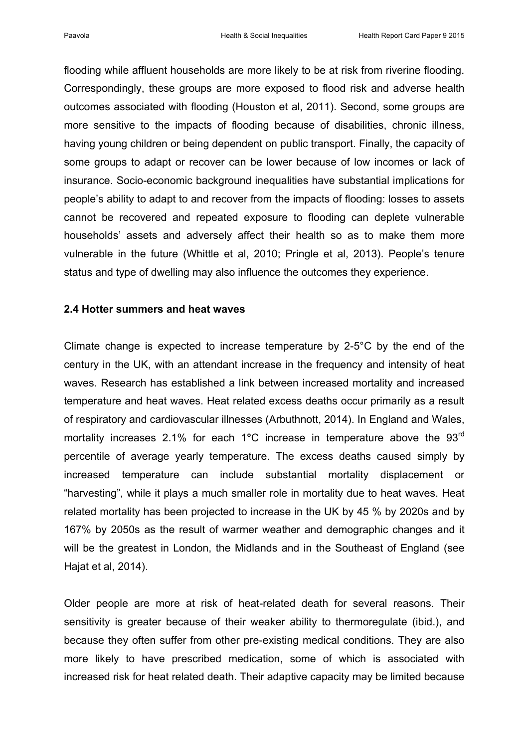flooding while affluent households are more likely to be at risk from riverine flooding. Correspondingly, these groups are more exposed to flood risk and adverse health outcomes associated with flooding (Houston et al, 2011). Second, some groups are more sensitive to the impacts of flooding because of disabilities, chronic illness, having young children or being dependent on public transport. Finally, the capacity of some groups to adapt or recover can be lower because of low incomes or lack of insurance. Socio-economic background inequalities have substantial implications for people's ability to adapt to and recover from the impacts of flooding: losses to assets cannot be recovered and repeated exposure to flooding can deplete vulnerable households' assets and adversely affect their health so as to make them more vulnerable in the future (Whittle et al, 2010; Pringle et al, 2013). People's tenure status and type of dwelling may also influence the outcomes they experience.

### 2.4 Hotter summers and heat waves

Climate change is expected to increase temperature by 2-5°C by the end of the century in the UK, with an attendant increase in the frequency and intensity of heat waves. Research has established a link between increased mortality and increased temperature and heat waves. Heat related excess deaths occur primarily as a result of respiratory and cardiovascular illnesses (Arbuthnott, 2014). In England and Wales, mortality increases 2.1% for each 1°C increase in temperature above the 93rd percentile of average yearly temperature. The excess deaths caused simply by increased temperature can include substantial mortality displacement or "harvesting", while it plays a much smaller role in mortality due to heat waves. Heat related mortality has been projected to increase in the UK by 45 % by 2020s and by 167% by 2050s as the result of warmer weather and demographic changes and it will be the greatest in London, the Midlands and in the Southeast of England (see Hajat et al, 2014).

Older people are more at risk of heat-related death for several reasons. Their sensitivity is greater because of their weaker ability to thermoregulate (ibid.), and because they often suffer from other pre-existing medical conditions. They are also more likely to have prescribed medication, some of which is associated with increased risk for heat related death. Their adaptive capacity may be limited because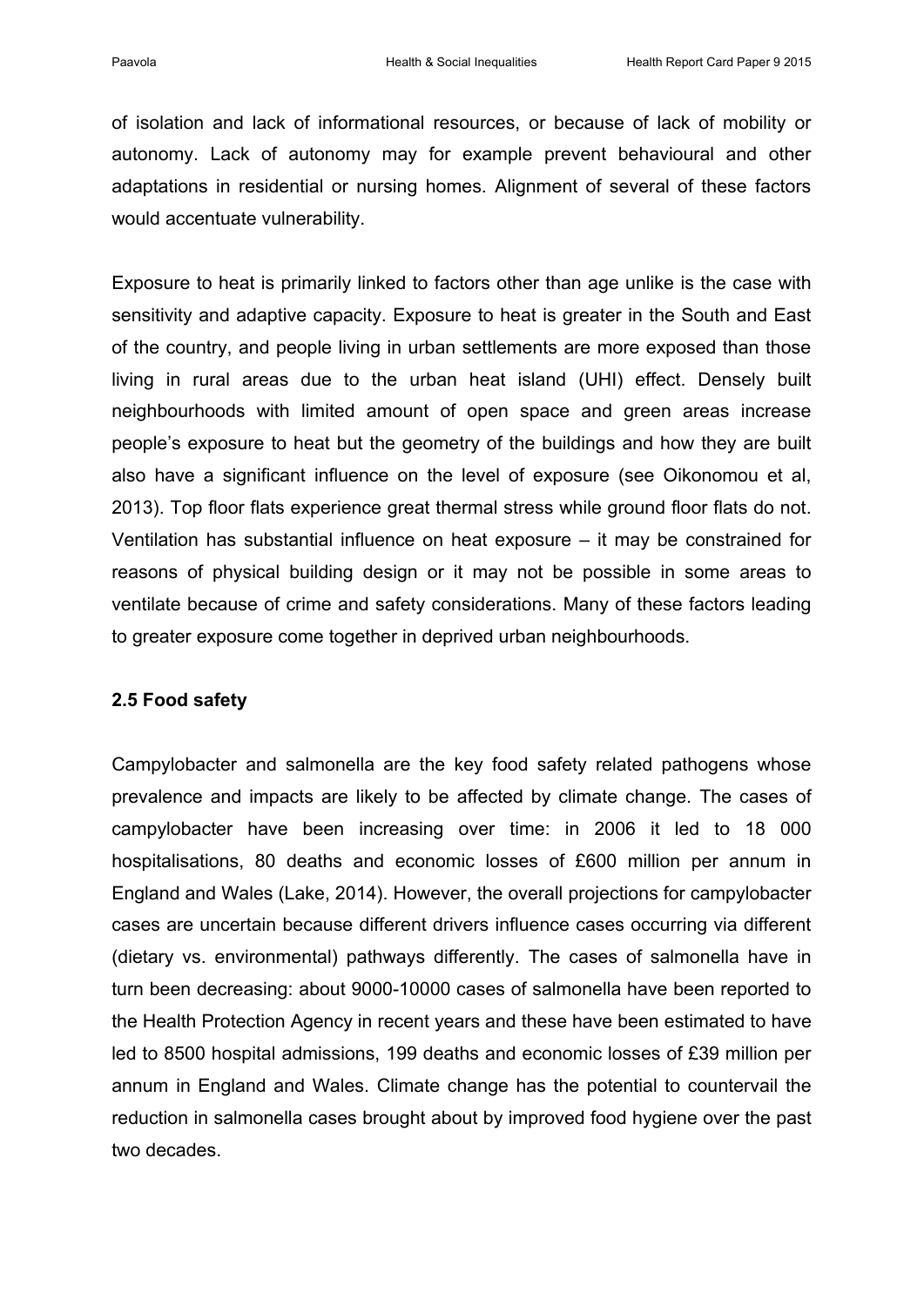of isolation and lack of informational resources, or because of lack of mobility or autonomy. Lack of autonomy may for example prevent behavioural and other adaptations in residential or nursing homes. Alignment of several of these factors would accentuate vulnerability.

Exposure to heat is primarily linked to factors other than age unlike is the case with sensitivity and adaptive capacity. Exposure to heat is greater in the South and East of the country, and people living in urban settlements are more exposed than those living in rural areas due to the urban heat island (UHI) effect. Densely built neighbourhoods with limited amount of open space and green areas increase people's exposure to heat but the geometry of the buildings and how they are built also have a significant influence on the level of exposure (see Oikonomou et al, 2013). Top floor flats experience great thermal stress while ground floor flats do not. Ventilation has substantial influence on heat exposure – it may be constrained for reasons of physical building design or it may not be possible in some areas to ventilate because of crime and safety considerations. Many of these factors leading to greater exposure come together in deprived urban neighbourhoods.

### 2.5 Food safety

Campylobacter and salmonella are the key food safety related pathogens whose prevalence and impacts are likely to be affected by climate change. The cases of campylobacter have been increasing over time: in 2006 it led to 18 000 hospitalisations, 80 deaths and economic losses of £600 million per annum in England and Wales (Lake, 2014). However, the overall projections for campylobacter cases are uncertain because different drivers influence cases occurring via different (dietary vs. environmental) pathways differently. The cases of salmonella have in turn been decreasing: about 9000-10000 cases of salmonella have been reported to the Health Protection Agency in recent years and these have been estimated to have led to 8500 hospital admissions, 199 deaths and economic losses of £39 million per annum in England and Wales. Climate change has the potential to countervail the reduction in salmonella cases brought about by improved food hygiene over the past two decades.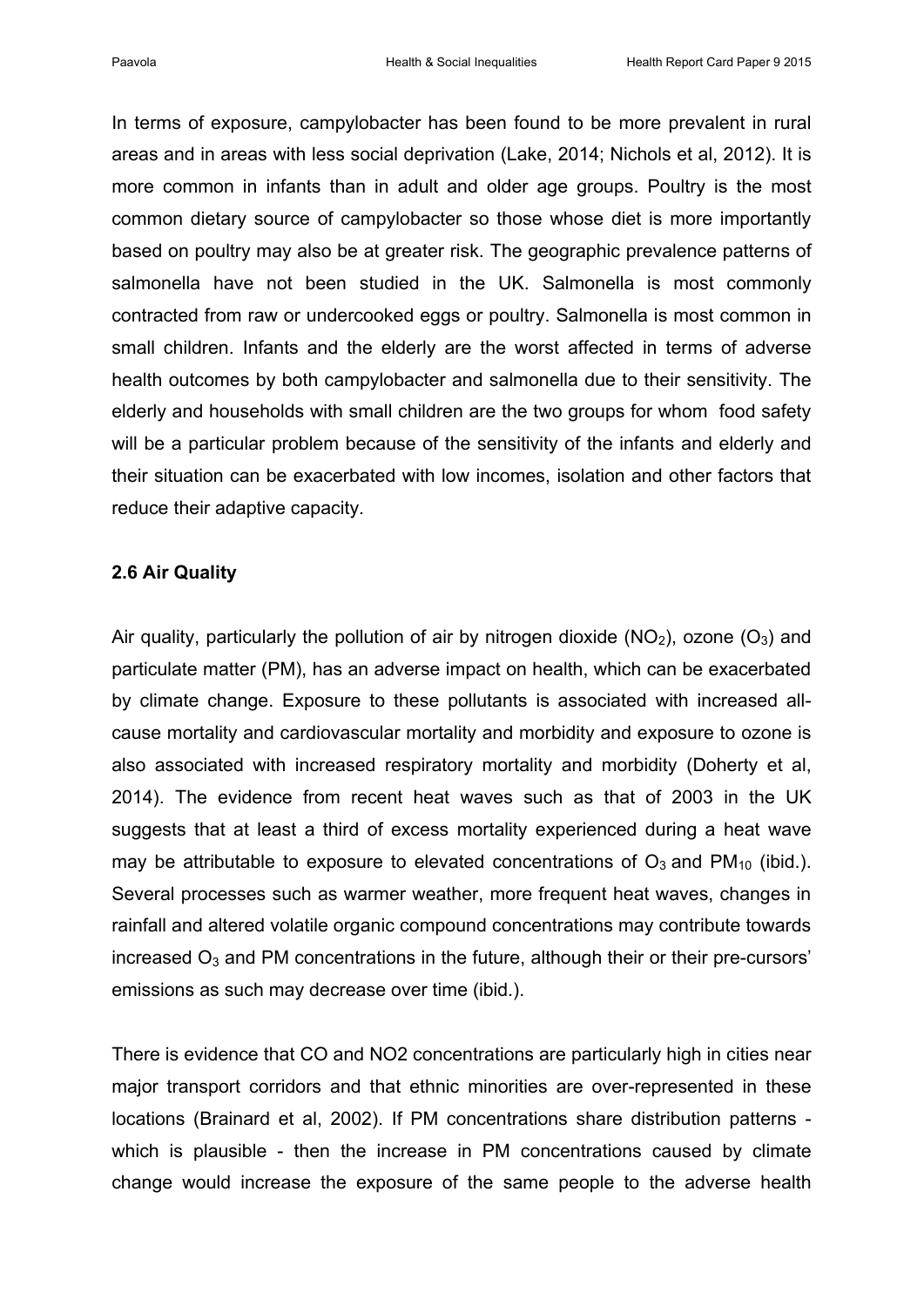In terms of exposure, campylobacter has been found to be more prevalent in rural areas and in areas with less social deprivation (Lake, 2014; Nichols et al, 2012). It is more common in infants than in adult and older age groups. Poultry is the most common dietary source of campylobacter so those whose diet is more importantly based on poultry may also be at greater risk. The geographic prevalence patterns of salmonella have not been studied in the UK. Salmonella is most commonly contracted from raw or undercooked eggs or poultry. Salmonella is most common in small children. Infants and the elderly are the worst affected in terms of adverse health outcomes by both campylobacter and salmonella due to their sensitivity. The elderly and households with small children are the two groups for whom food safety will be a particular problem because of the sensitivity of the infants and elderly and their situation can be exacerbated with low incomes, isolation and other factors that reduce their adaptive capacity.

### 2.6 Air Quality

Air quality, particularly the pollution of air by nitrogen dioxide ($NO_2$), ozone ($O_3$) and particulate matter (PM), has an adverse impact on health, which can be exacerbated by climate change. Exposure to these pollutants is associated with increased all-cause mortality and cardiovascular mortality and morbidity and exposure to ozone is also associated with increased respiratory mortality and morbidity (Doherty et al, 2014). The evidence from recent heat waves such as that of 2003 in the UK suggests that at least a third of excess mortality experienced during a heat wave may be attributable to exposure to elevated concentrations of $O_3$ and $PM_{10}$ (ibid.). Several processes such as warmer weather, more frequent heat waves, changes in rainfall and altered volatile organic compound concentrations may contribute towards increased $O_3$ and PM concentrations in the future, although their or their pre-cursors' emissions as such may decrease over time (ibid.).

There is evidence that CO and NO2 concentrations are particularly high in cities near major transport corridors and that ethnic minorities are over-represented in these locations (Brainard et al, 2002). If PM concentrations share distribution patterns - which is plausible - then the increase in PM concentrations caused by climate change would increase the exposure of the same people to the adverse health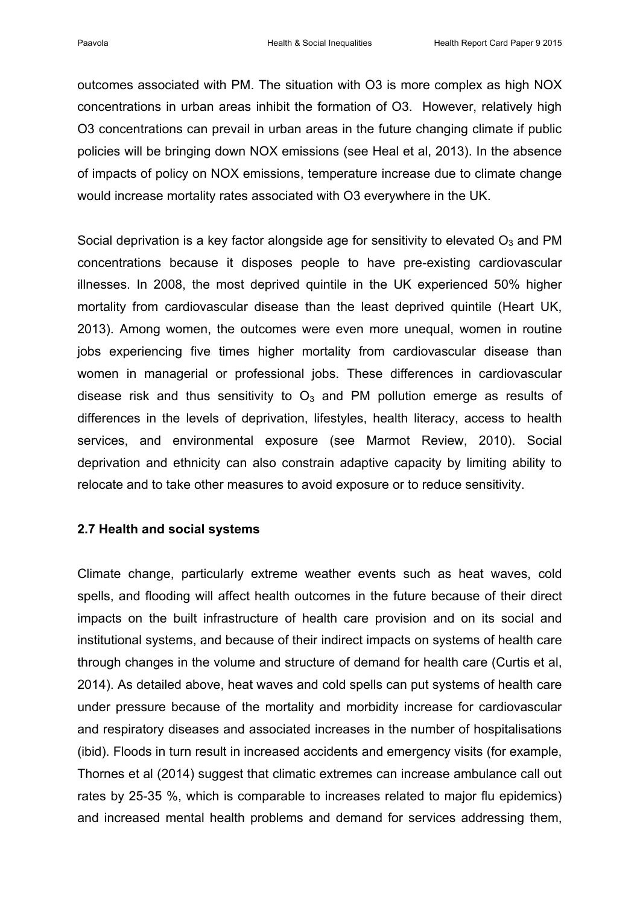outcomes associated with PM. The situation with O3 is more complex as high NOX concentrations in urban areas inhibit the formation of O3. However, relatively high O3 concentrations can prevail in urban areas in the future changing climate if public policies will be bringing down NOX emissions (see Heal et al, 2013). In the absence of impacts of policy on NOX emissions, temperature increase due to climate change would increase mortality rates associated with O3 everywhere in the UK.

Social deprivation is a key factor alongside age for sensitivity to elevated $O_3$ and PM concentrations because it disposes people to have pre-existing cardiovascular illnesses. In 2008, the most deprived quintile in the UK experienced 50% higher mortality from cardiovascular disease than the least deprived quintile (Heart UK, 2013). Among women, the outcomes were even more unequal, women in routine jobs experiencing five times higher mortality from cardiovascular disease than women in managerial or professional jobs. These differences in cardiovascular disease risk and thus sensitivity to $O_3$ and PM pollution emerge as results of differences in the levels of deprivation, lifestyles, health literacy, access to health services, and environmental exposure (see Marmot Review, 2010). Social deprivation and ethnicity can also constrain adaptive capacity by limiting ability to relocate and to take other measures to avoid exposure or to reduce sensitivity.

### 2.7 Health and social systems

Climate change, particularly extreme weather events such as heat waves, cold spells, and flooding will affect health outcomes in the future because of their direct impacts on the built infrastructure of health care provision and on its social and institutional systems, and because of their indirect impacts on systems of health care through changes in the volume and structure of demand for health care (Curtis et al, 2014). As detailed above, heat waves and cold spells can put systems of health care under pressure because of the mortality and morbidity increase for cardiovascular and respiratory diseases and associated increases in the number of hospitalisations (ibid). Floods in turn result in increased accidents and emergency visits (for example, Thornes et al (2014) suggest that climatic extremes can increase ambulance call out rates by 25-35 %, which is comparable to increases related to major flu epidemics) and increased mental health problems and demand for services addressing them,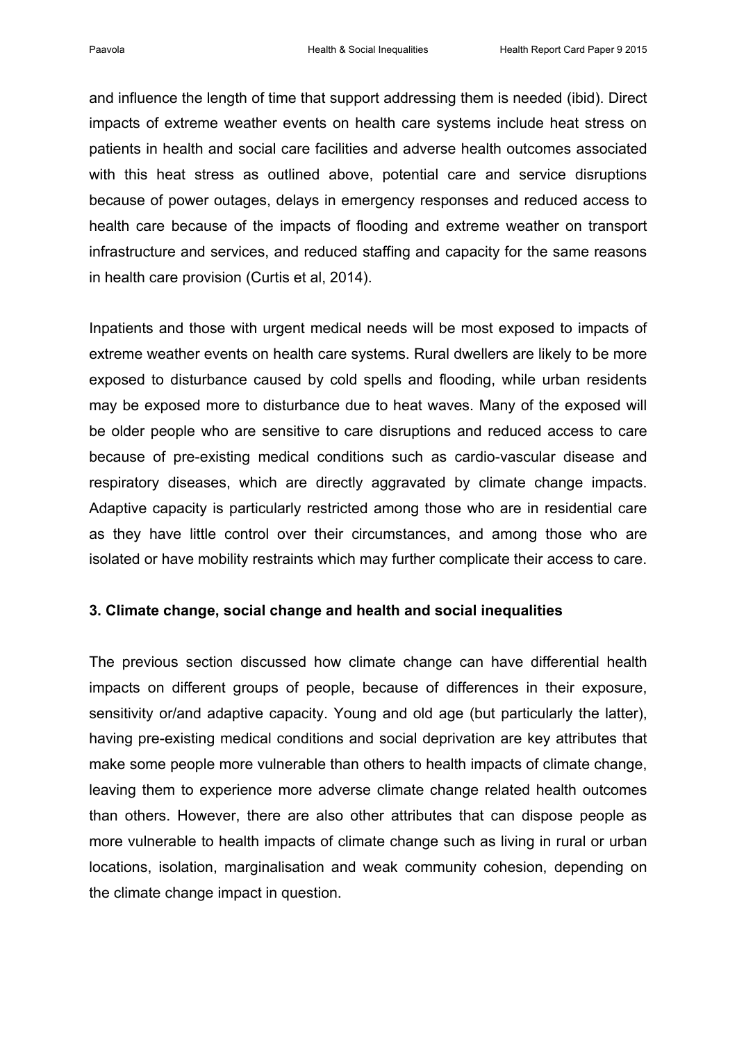and influence the length of time that support addressing them is needed (ibid). Direct impacts of extreme weather events on health care systems include heat stress on patients in health and social care facilities and adverse health outcomes associated with this heat stress as outlined above, potential care and service disruptions because of power outages, delays in emergency responses and reduced access to health care because of the impacts of flooding and extreme weather on transport infrastructure and services, and reduced staffing and capacity for the same reasons in health care provision (Curtis et al, 2014).

Inpatients and those with urgent medical needs will be most exposed to impacts of extreme weather events on health care systems. Rural dwellers are likely to be more exposed to disturbance caused by cold spells and flooding, while urban residents may be exposed more to disturbance due to heat waves. Many of the exposed will be older people who are sensitive to care disruptions and reduced access to care because of pre-existing medical conditions such as cardio-vascular disease and respiratory diseases, which are directly aggravated by climate change impacts. Adaptive capacity is particularly restricted among those who are in residential care as they have little control over their circumstances, and among those who are isolated or have mobility restraints which may further complicate their access to care.

### 3. Climate change, social change and health and social inequalities

The previous section discussed how climate change can have differential health impacts on different groups of people, because of differences in their exposure, sensitivity or/and adaptive capacity. Young and old age (but particularly the latter), having pre-existing medical conditions and social deprivation are key attributes that make some people more vulnerable than others to health impacts of climate change, leaving them to experience more adverse climate change related health outcomes than others. However, there are also other attributes that can dispose people as more vulnerable to health impacts of climate change such as living in rural or urban locations, isolation, marginalisation and weak community cohesion, depending on the climate change impact in question.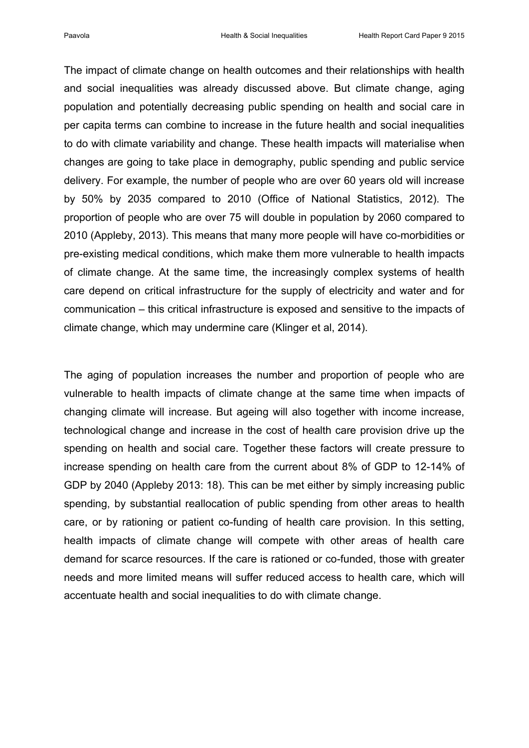The impact of climate change on health outcomes and their relationships with health and social inequalities was already discussed above. But climate change, aging population and potentially decreasing public spending on health and social care in per capita terms can combine to increase in the future health and social inequalities to do with climate variability and change. These health impacts will materialise when changes are going to take place in demography, public spending and public service delivery. For example, the number of people who are over 60 years old will increase by 50% by 2035 compared to 2010 (Office of National Statistics, 2012). The proportion of people who are over 75 will double in population by 2060 compared to 2010 (Appleby, 2013). This means that many more people will have co-morbidities or pre-existing medical conditions, which make them more vulnerable to health impacts of climate change. At the same time, the increasingly complex systems of health care depend on critical infrastructure for the supply of electricity and water and for communication – this critical infrastructure is exposed and sensitive to the impacts of climate change, which may undermine care (Klinger et al, 2014).

The aging of population increases the number and proportion of people who are vulnerable to health impacts of climate change at the same time when impacts of changing climate will increase. But ageing will also together with income increase, technological change and increase in the cost of health care provision drive up the spending on health and social care. Together these factors will create pressure to increase spending on health care from the current about 8% of GDP to 12-14% of GDP by 2040 (Appleby 2013: 18). This can be met either by simply increasing public spending, by substantial reallocation of public spending from other areas to health care, or by rationing or patient co-funding of health care provision. In this setting, health impacts of climate change will compete with other areas of health care demand for scarce resources. If the care is rationed or co-funded, those with greater needs and more limited means will suffer reduced access to health care, which will accentuate health and social inequalities to do with climate change.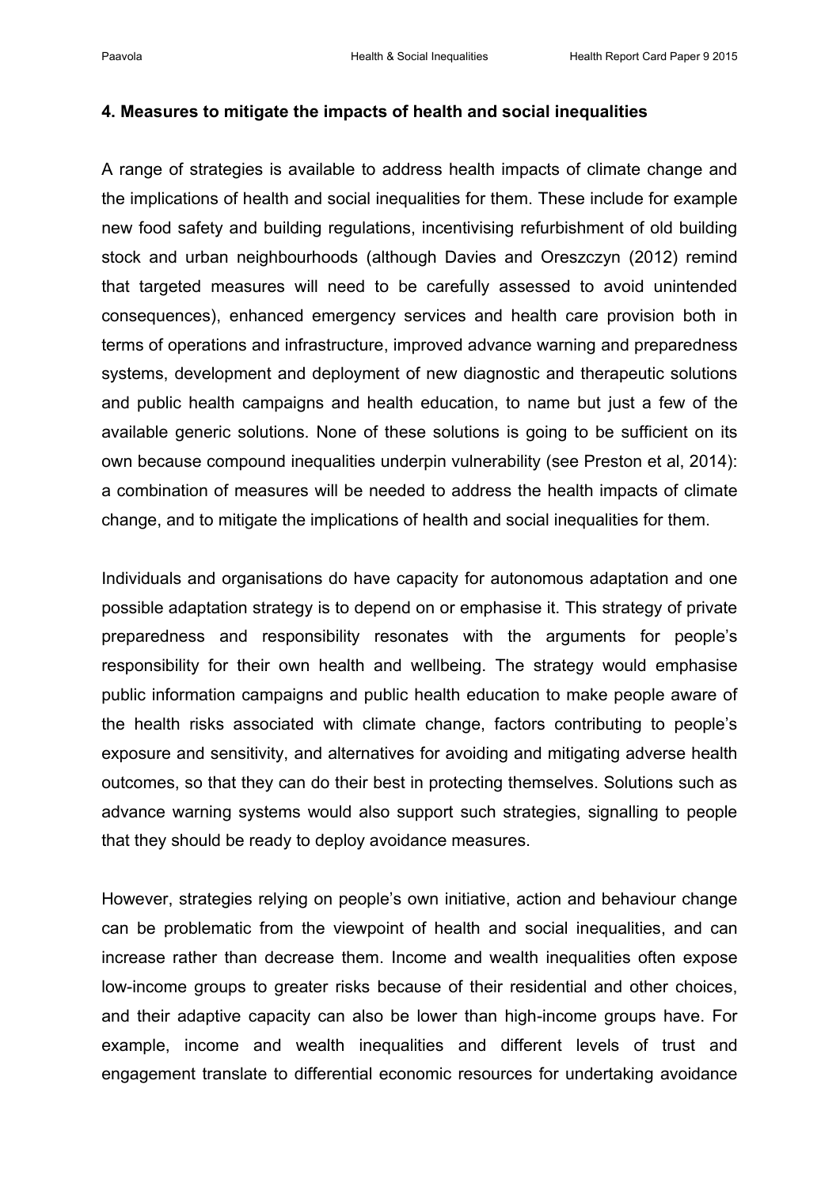#### 4. Measures to mitigate the impacts of health and social inequalities

A range of strategies is available to address health impacts of climate change and the implications of health and social inequalities for them. These include for example new food safety and building regulations, incentivising refurbishment of old building stock and urban neighbourhoods (although Davies and Oreszczyn (2012) remind that targeted measures will need to be carefully assessed to avoid unintended consequences), enhanced emergency services and health care provision both in terms of operations and infrastructure, improved advance warning and preparedness systems, development and deployment of new diagnostic and therapeutic solutions and public health campaigns and health education, to name but just a few of the available generic solutions. None of these solutions is going to be sufficient on its own because compound inequalities underpin vulnerability (see Preston et al, 2014): a combination of measures will be needed to address the health impacts of climate change, and to mitigate the implications of health and social inequalities for them.

Individuals and organisations do have capacity for autonomous adaptation and one possible adaptation strategy is to depend on or emphasise it. This strategy of private preparedness and responsibility resonates with the arguments for people's responsibility for their own health and wellbeing. The strategy would emphasise public information campaigns and public health education to make people aware of the health risks associated with climate change, factors contributing to people's exposure and sensitivity, and alternatives for avoiding and mitigating adverse health outcomes, so that they can do their best in protecting themselves. Solutions such as advance warning systems would also support such strategies, signalling to people that they should be ready to deploy avoidance measures.

However, strategies relying on people's own initiative, action and behaviour change can be problematic from the viewpoint of health and social inequalities, and can increase rather than decrease them. Income and wealth inequalities often expose low-income groups to greater risks because of their residential and other choices, and their adaptive capacity can also be lower than high-income groups have. For example, income and wealth inequalities and different levels of trust and engagement translate to differential economic resources for undertaking avoidance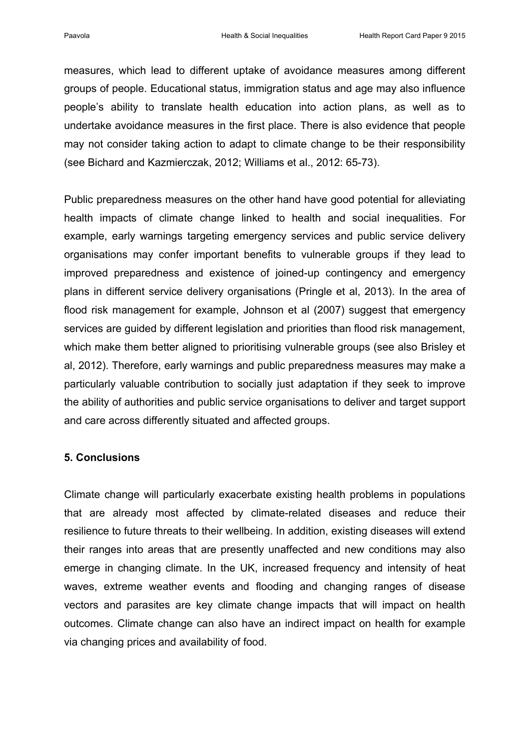measures, which lead to different uptake of avoidance measures among different groups of people. Educational status, immigration status and age may also influence people's ability to translate health education into action plans, as well as to undertake avoidance measures in the first place. There is also evidence that people may not consider taking action to adapt to climate change to be their responsibility (see Bichard and Kazmierczak, 2012; Williams et al., 2012: 65-73).

Public preparedness measures on the other hand have good potential for alleviating health impacts of climate change linked to health and social inequalities. For example, early warnings targeting emergency services and public service delivery organisations may confer important benefits to vulnerable groups if they lead to improved preparedness and existence of joined-up contingency and emergency plans in different service delivery organisations (Pringle et al, 2013). In the area of flood risk management for example, Johnson et al (2007) suggest that emergency services are guided by different legislation and priorities than flood risk management, which make them better aligned to prioritising vulnerable groups (see also Brisley et al, 2012). Therefore, early warnings and public preparedness measures may make a particularly valuable contribution to socially just adaptation if they seek to improve the ability of authorities and public service organisations to deliver and target support and care across differently situated and affected groups.

## 5. Conclusions

Climate change will particularly exacerbate existing health problems in populations that are already most affected by climate-related diseases and reduce their resilience to future threats to their wellbeing. In addition, existing diseases will extend their ranges into areas that are presently unaffected and new conditions may also emerge in changing climate. In the UK, increased frequency and intensity of heat waves, extreme weather events and flooding and changing ranges of disease vectors and parasites are key climate change impacts that will impact on health outcomes. Climate change can also have an indirect impact on health for example via changing prices and availability of food.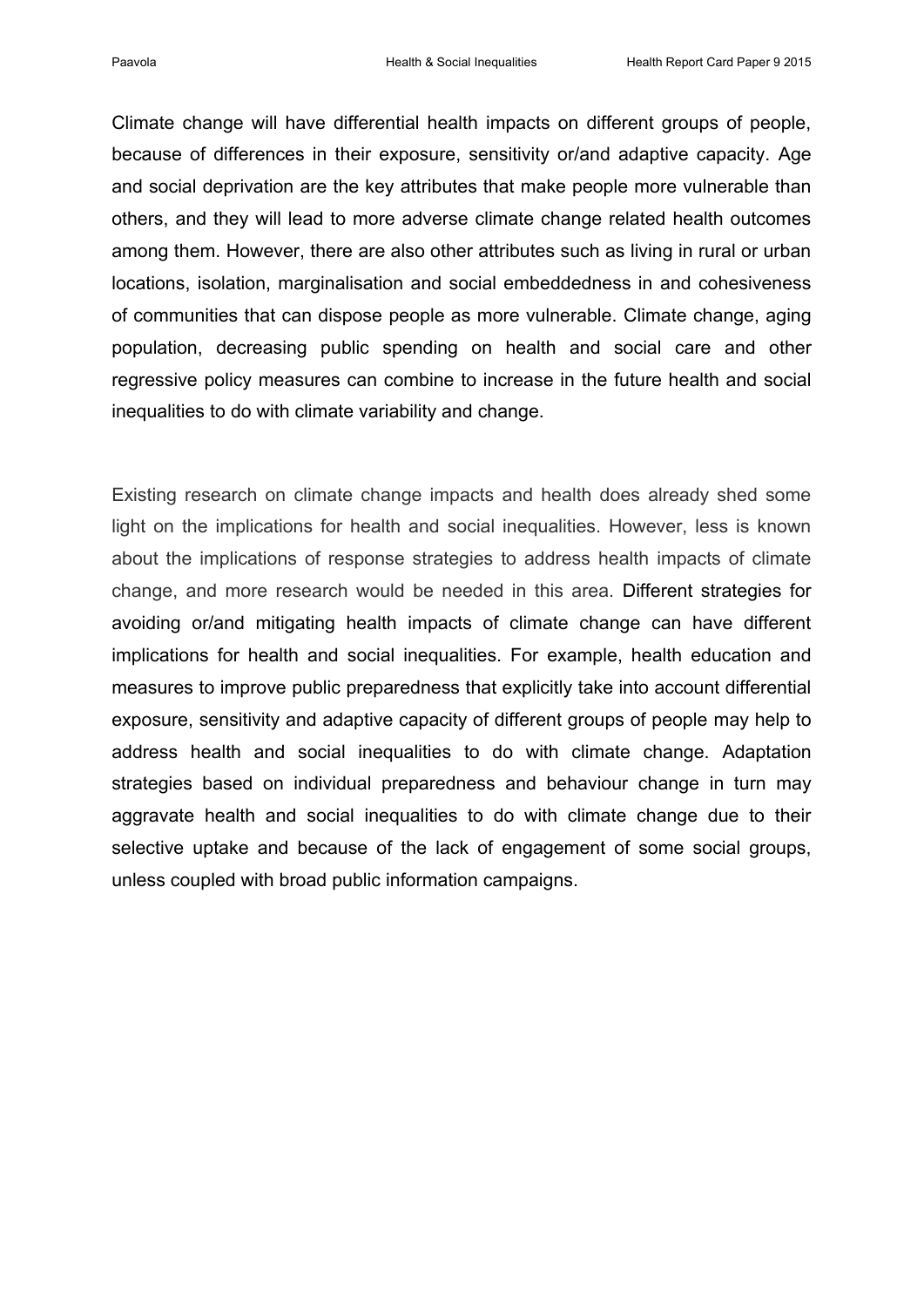Climate change will have differential health impacts on different groups of people, because of differences in their exposure, sensitivity or/and adaptive capacity. Age and social deprivation are the key attributes that make people more vulnerable than others, and they will lead to more adverse climate change related health outcomes among them. However, there are also other attributes such as living in rural or urban locations, isolation, marginalisation and social embeddedness in and cohesiveness of communities that can dispose people as more vulnerable. Climate change, aging population, decreasing public spending on health and social care and other regressive policy measures can combine to increase in the future health and social inequalities to do with climate variability and change.

Existing research on climate change impacts and health does already shed some light on the implications for health and social inequalities. However, less is known about the implications of response strategies to address health impacts of climate change, and more research would be needed in this area. Different strategies for avoiding or/and mitigating health impacts of climate change can have different implications for health and social inequalities. For example, health education and measures to improve public preparedness that explicitly take into account differential exposure, sensitivity and adaptive capacity of different groups of people may help to address health and social inequalities to do with climate change. Adaptation strategies based on individual preparedness and behaviour change in turn may aggravate health and social inequalities to do with climate change due to their selective uptake and because of the lack of engagement of some social groups, unless coupled with broad public information campaigns.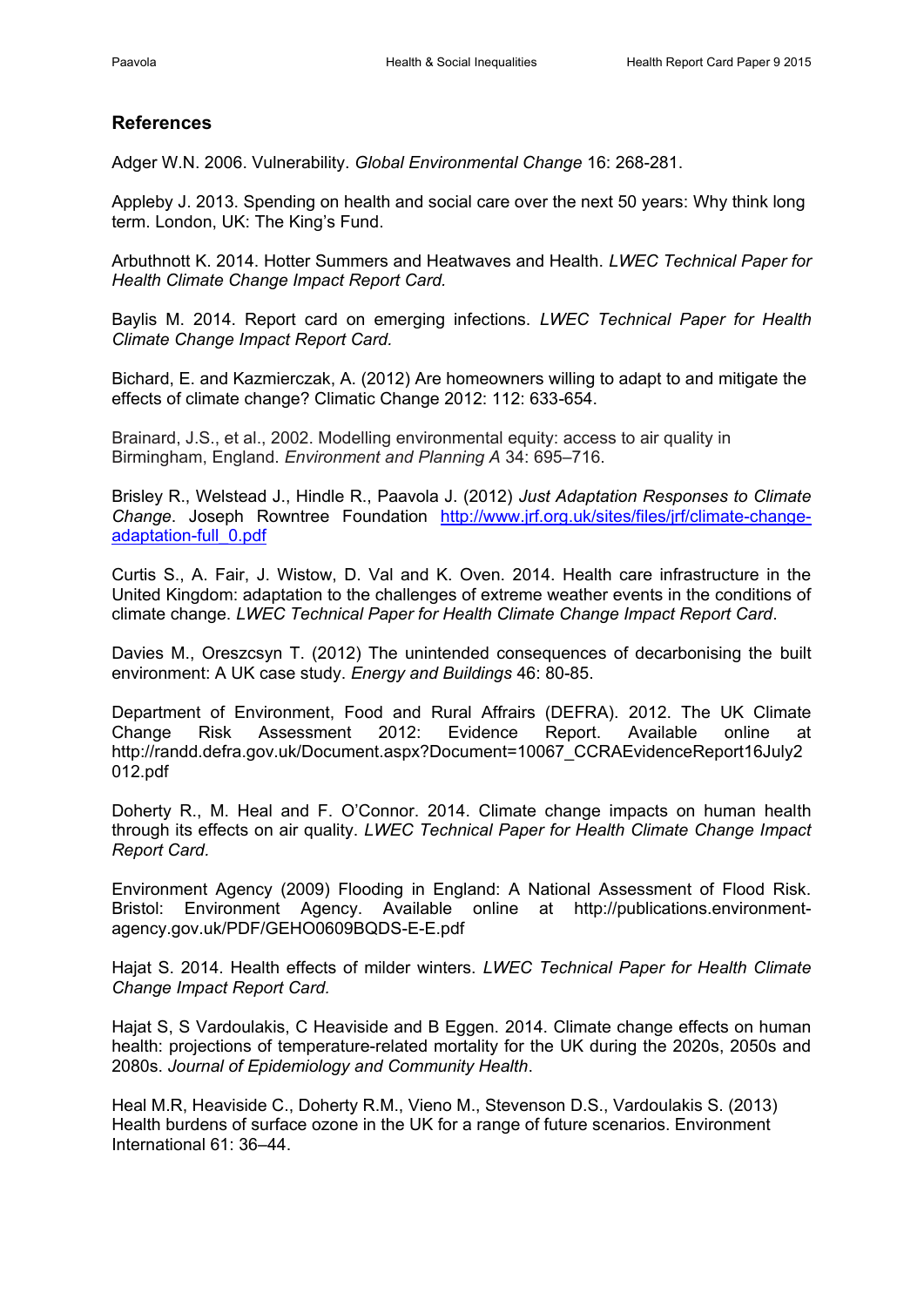## References

Adger W.N. 2006. Vulnerability. *Global Environmental Change* 16: 268-281.

Appleby J. 2013. Spending on health and social care over the next 50 years: Why think long term. London, UK: The King's Fund.

Arbuthnott K. 2014. Hotter Summers and Heatwaves and Health. *LWEC Technical Paper for Health Climate Change Impact Report Card.*

Baylis M. 2014. Report card on emerging infections. *LWEC Technical Paper for Health Climate Change Impact Report Card.*

Bichard, E. and Kazmierczak, A. (2012) Are homeowners willing to adapt to and mitigate the effects of climate change? Climatic Change 2012: 112: 633-654.

Brainard, J.S., et al., 2002. Modelling environmental equity: access to air quality in Birmingham, England. *Environment and Planning A* 34: 695–716.

Brisley R., Welstead J., Hindle R., Paavola J. (2012) *Just Adaptation Responses to Climate Change*. Joseph Rowntree Foundation http://www.jrf.org.uk/sites/files/jrf/climate-change-adaptation-full_0.pdf

Curtis S., A. Fair, J. Wistow, D. Val and K. Oven. 2014. Health care infrastructure in the United Kingdom: adaptation to the challenges of extreme weather events in the conditions of climate change. *LWEC Technical Paper for Health Climate Change Impact Report Card*.

Davies M., Oreszcsyn T. (2012) The unintended consequences of decarbonising the built environment: A UK case study. *Energy and Buildings* 46: 80-85.

Department of Environment, Food and Rural Affairs (DEFRA). 2012. The UK Climate Change Risk Assessment 2012: Evidence Report. Available online at http://randd.defra.gov.uk/Document.aspx?Document=10067_CCRAEvidenceReport16July2012.pdf

Doherty R., M. Heal and F. O'Connor. 2014. Climate change impacts on human health through its effects on air quality. *LWEC Technical Paper for Health Climate Change Impact Report Card.*

Environment Agency (2009) Flooding in England: A National Assessment of Flood Risk. Bristol: Environment Agency. Available online at http://publications.environment-agency.gov.uk/PDF/GEHO0609BQDS-E-E.pdf

Hajat S. 2014. Health effects of milder winters. *LWEC Technical Paper for Health Climate Change Impact Report Card.*

Hajat S, S Vardoulakis, C Heaviside and B Eggen. 2014. Climate change effects on human health: projections of temperature-related mortality for the UK during the 2020s, 2050s and 2080s. *Journal of Epidemiology and Community Health*.

Heal M.R, Heaviside C., Doherty R.M., Vieno M., Stevenson D.S., Vardoulakis S. (2013) Health burdens of surface ozone in the UK for a range of future scenarios. Environment International 61: 36–44.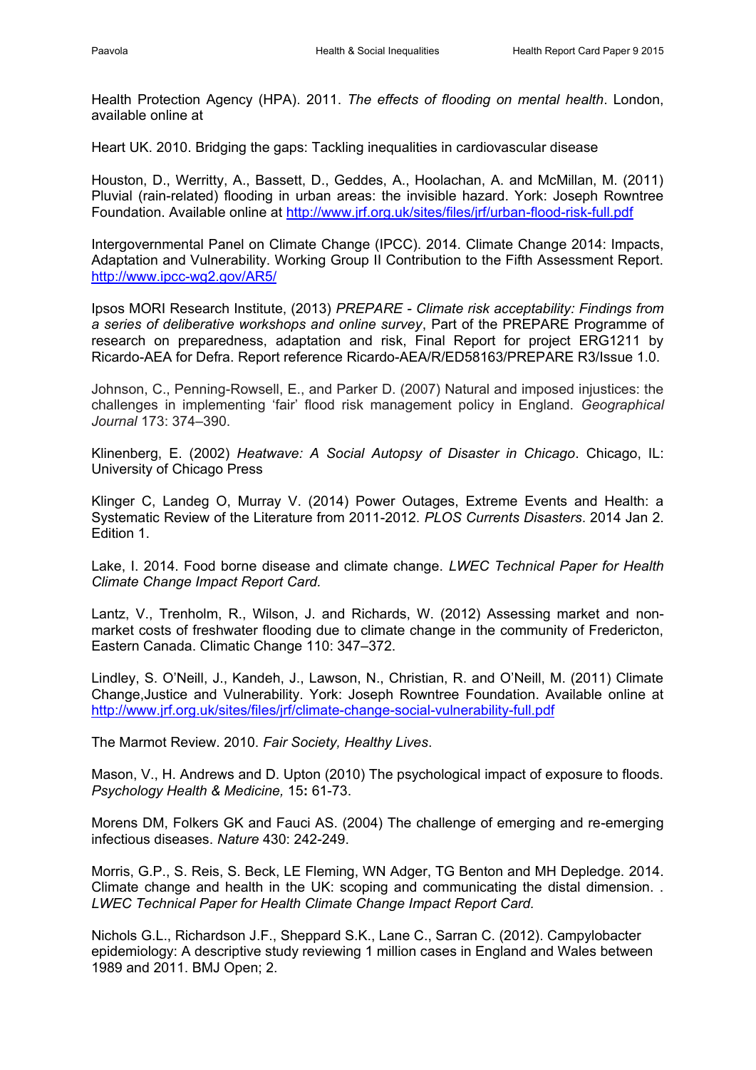Health Protection Agency (HPA). 2011. *The effects of flooding on mental health*. London, available online at

Heart UK. 2010. Bridging the gaps: Tackling inequalities in cardiovascular disease

Houston, D., Werritty, A., Bassett, D., Geddes, A., Hoolachan, A. and McMillan, M. (2011) Pluvial (rain-related) flooding in urban areas: the invisible hazard. York: Joseph Rowntree Foundation. Available online at http://www.jrf.org.uk/sites/files/jrf/urban-flood-risk-full.pdf

Intergovernmental Panel on Climate Change (IPCC). 2014. Climate Change 2014: Impacts, Adaptation and Vulnerability. Working Group II Contribution to the Fifth Assessment Report. http://www.ipcc-wg2.gov/AR5/

Ipsos MORI Research Institute, (2013) *PREPARE - Climate risk acceptability: Findings from a series of deliberative workshops and online survey*, Part of the PREPARE Programme of research on preparedness, adaptation and risk, Final Report for project ERG1211 by Ricardo-AEA for Defra. Report reference Ricardo-AEA/R/ED58163/PREPARE R3/Issue 1.0.

Johnson, C., Penning-Rowsell, E., and Parker D. (2007) Natural and imposed injustices: the challenges in implementing 'fair' flood risk management policy in England. *Geographical Journal* 173: 374–390.

Klinenberg, E. (2002) *Heatwave: A Social Autopsy of Disaster in Chicago*. Chicago, IL: University of Chicago Press

Klinger C, Landeg O, Murray V. (2014) Power Outages, Extreme Events and Health: a Systematic Review of the Literature from 2011-2012. *PLOS Currents Disasters*. 2014 Jan 2. Edition 1.

Lake, I. 2014. Food borne disease and climate change. *LWEC Technical Paper for Health Climate Change Impact Report Card.*

Lantz, V., Trenholm, R., Wilson, J. and Richards, W. (2012) Assessing market and non-market costs of freshwater flooding due to climate change in the community of Fredericton, Eastern Canada. Climatic Change 110: 347–372.

Lindley, S. O'Neill, J., Kandeh, J., Lawson, N., Christian, R. and O'Neill, M. (2011) Climate Change,Justice and Vulnerability. York: Joseph Rowntree Foundation. Available online at http://www.jrf.org.uk/sites/files/jrf/climate-change-social-vulnerability-full.pdf

The Marmot Review. 2010. *Fair Society, Healthy Lives*.

Mason, V., H. Andrews and D. Upton (2010) The psychological impact of exposure to floods. *Psychology Health & Medicine,* 15**:** 61-73.

Morens DM, Folkers GK and Fauci AS. (2004) The challenge of emerging and re-emerging infectious diseases. *Nature* 430: 242-249.

Morris, G.P., S. Reis, S. Beck, LE Fleming, WN Adger, TG Benton and MH Depledge. 2014. Climate change and health in the UK: scoping and communicating the distal dimension. . *LWEC Technical Paper for Health Climate Change Impact Report Card.*

Nichols G.L., Richardson J.F., Sheppard S.K., Lane C., Sarran C. (2012). Campylobacter epidemiology: A descriptive study reviewing 1 million cases in England and Wales between 1989 and 2011. BMJ Open; 2.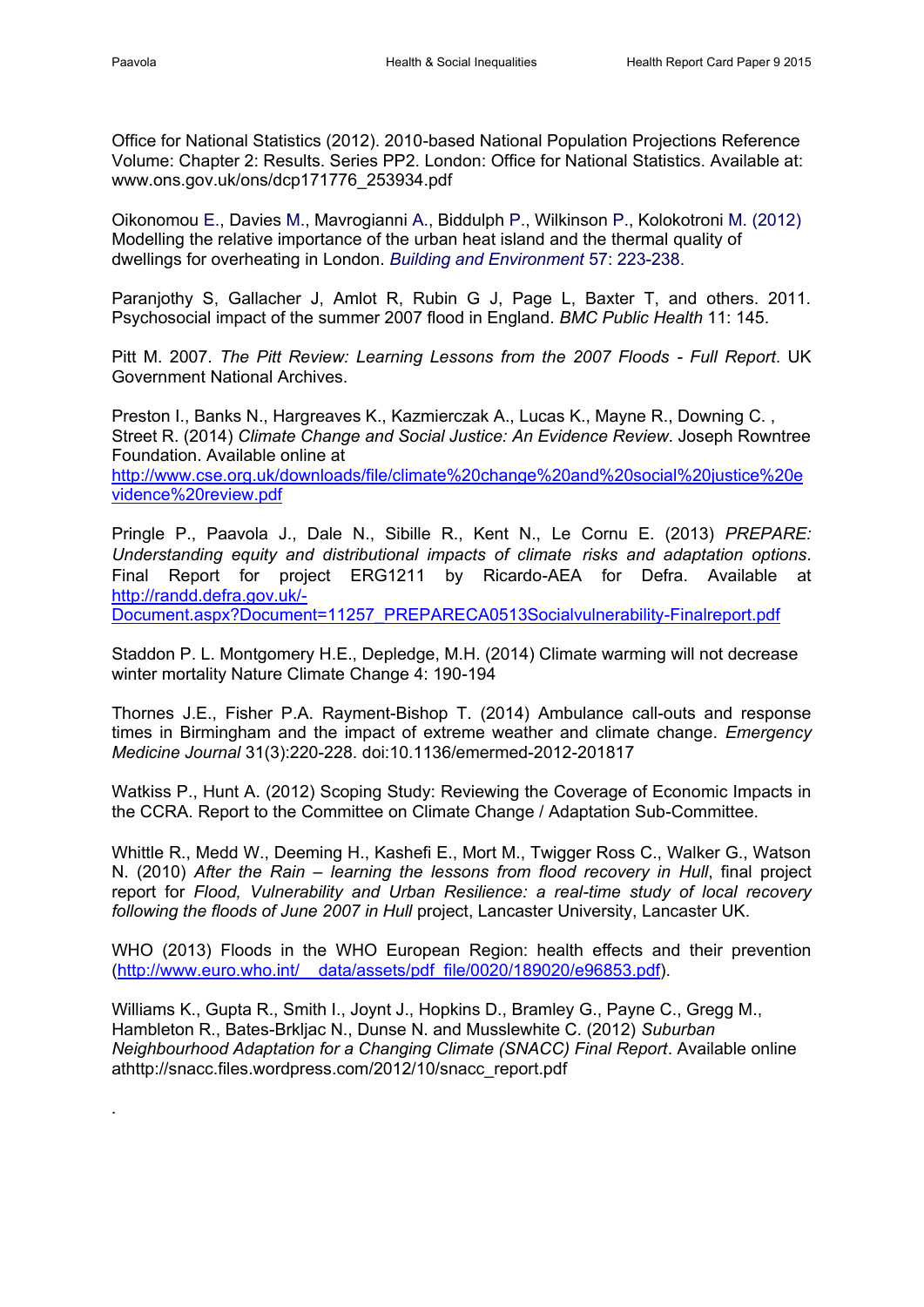Office for National Statistics (2012). 2010-based National Population Projections Reference Volume: Chapter 2: Results. Series PP2. London: Office for National Statistics. Available at: www.ons.gov.uk/ons/dcp171776_253934.pdf

Oikonomou E., Davies M., Mavrogianni A., Biddulph P., Wilkinson P., Kolokotroni M. (2012) Modelling the relative importance of the urban heat island and the thermal quality of dwellings for overheating in London. *Building and Environment* 57: 223-238.

Paranjothy S, Gallacher J, Amlot R, Rubin G J, Page L, Baxter T, and others. 2011. Psychosocial impact of the summer 2007 flood in England. *BMC Public Health* 11: 145.

Pitt M. 2007. *The Pitt Review: Learning Lessons from the 2007 Floods - Full Report*. UK Government National Archives.

Preston I., Banks N., Hargreaves K., Kazmierczak A., Lucas K., Mayne R., Downing C. , Street R. (2014) *Climate Change and Social Justice: An Evidence Review*. Joseph Rowntree Foundation. Available online at http://www.cse.org.uk/downloads/file/climate%20change%20and%20social%20justice%20evidence%20review.pdf

Pringle P., Paavola J., Dale N., Sibille R., Kent N., Le Cornu E. (2013) *PREPARE: Understanding equity and distributional impacts of climate risks and adaptation options*. Final Report for project ERG1211 by Ricardo-AEA for Defra. Available at http://randd.defra.gov.uk/-Document.aspx?Document=11257_PREPARECA0513Socialvulnerability-Finalreport.pdf

Staddon P. L. Montgomery H.E., Depledge, M.H. (2014) Climate warming will not decrease winter mortality Nature Climate Change 4: 190-194

Thornes J.E., Fisher P.A. Rayment-Bishop T. (2014) Ambulance call-outs and response times in Birmingham and the impact of extreme weather and climate change. *Emergency Medicine Journal* 31(3):220-228. doi:10.1136/emermed-2012-201817

Watkiss P., Hunt A. (2012) Scoping Study: Reviewing the Coverage of Economic Impacts in the CCRA. Report to the Committee on Climate Change / Adaptation Sub-Committee.

Whittle R., Medd W., Deeming H., Kashefi E., Mort M., Twigger Ross C., Walker G., Watson N. (2010) *After the Rain – learning the lessons from flood recovery in Hull*, final project report for *Flood, Vulnerability and Urban Resilience: a real-time study of local recovery following the floods of June 2007 in Hull* project, Lancaster University, Lancaster UK.

WHO (2013) Floods in the WHO European Region: health effects and their prevention (http://www.euro.who.int/__data/assets/pdf_file/0020/189020/e96853.pdf).

Williams K., Gupta R., Smith I., Joynt J., Hopkins D., Bramley G., Payne C., Gregg M., Hambleton R., Bates-Brkljac N., Dunse N. and Musslewhite C. (2012) *Suburban Neighbourhood Adaptation for a Changing Climate (SNACC) Final Report*. Available online athttp://snacc.files.wordpress.com/2012/10/snacc_report.pdf

.